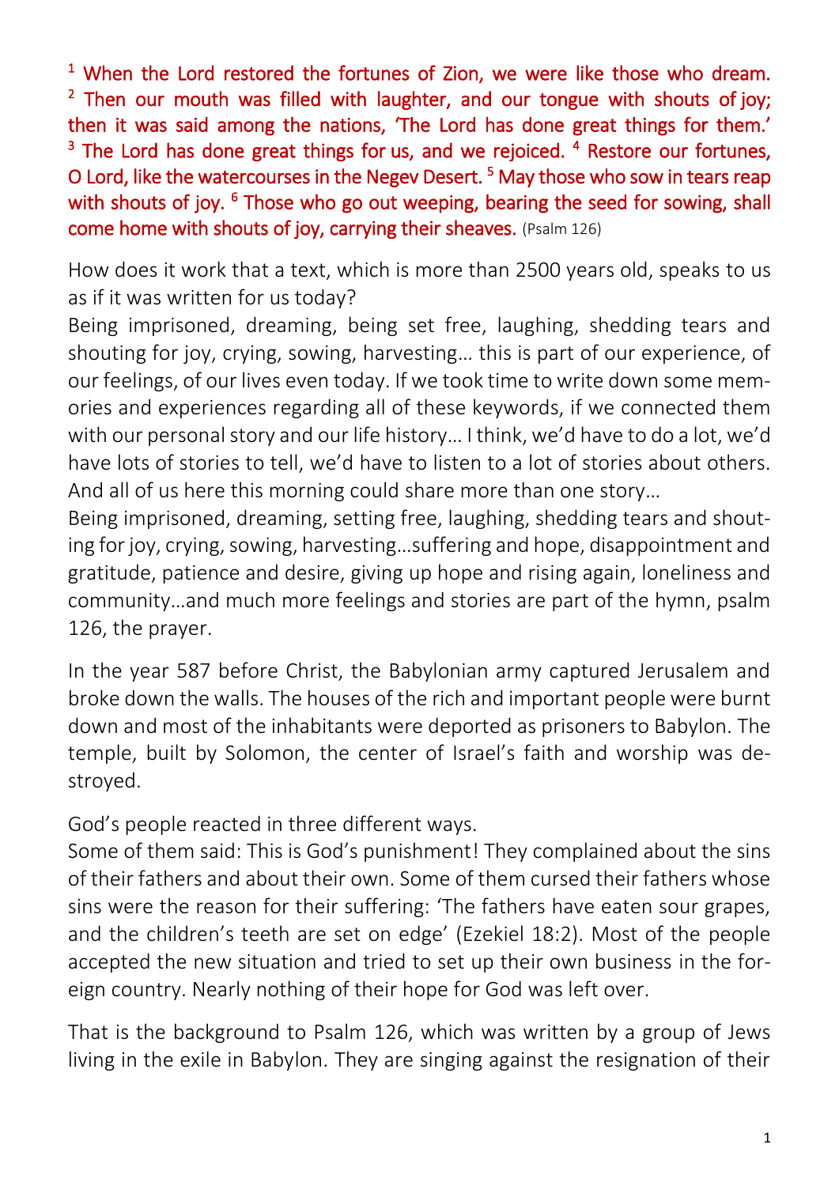[1] When the Lord restored the fortunes of Zion, we were like those who dream. [2] Then our mouth was filled with laughter, and our tongue with shouts of joy; then it was said among the nations, 'The Lord has done great things for them.' [3] The Lord has done great things for us, and we rejoiced. [4] Restore our fortunes, O Lord, like the watercourses in the Negev Desert. [5] May those who sow in tears reap with shouts of joy. [6] Those who go out weeping, bearing the seed for sowing, shall come home with shouts of joy, carrying their sheaves. (Psalm 126)

How does it work that a text, which is more than 2500 years old, speaks to us as if it was written for us today?
Being imprisoned, dreaming, being set free, laughing, shedding tears and shouting for joy, crying, sowing, harvesting… this is part of our experience, of our feelings, of our lives even today. If we took time to write down some memories and experiences regarding all of these keywords, if we connected them with our personal story and our life history… I think, we'd have to do a lot, we'd have lots of stories to tell, we'd have to listen to a lot of stories about others. And all of us here this morning could share more than one story…
Being imprisoned, dreaming, setting free, laughing, shedding tears and shouting for joy, crying, sowing, harvesting…suffering and hope, disappointment and gratitude, patience and desire, giving up hope and rising again, loneliness and community…and much more feelings and stories are part of the hymn, psalm 126, the prayer.

In the year 587 before Christ, the Babylonian army captured Jerusalem and broke down the walls. The houses of the rich and important people were burnt down and most of the inhabitants were deported as prisoners to Babylon. The temple, built by Solomon, the center of Israel's faith and worship was destroyed.

God's people reacted in three different ways.
Some of them said: This is God's punishment! They complained about the sins of their fathers and about their own. Some of them cursed their fathers whose sins were the reason for their suffering: 'The fathers have eaten sour grapes, and the children's teeth are set on edge' (Ezekiel 18:2). Most of the people accepted the new situation and tried to set up their own business in the foreign country. Nearly nothing of their hope for God was left over.

That is the background to Psalm 126, which was written by a group of Jews living in the exile in Babylon. They are singing against the resignation of their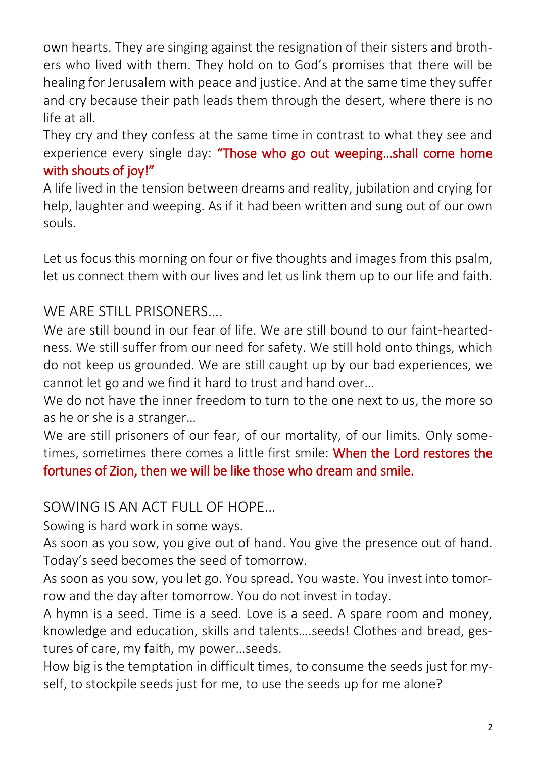own hearts. They are singing against the resignation of their sisters and brothers who lived with them. They hold on to God's promises that there will be healing for Jerusalem with peace and justice. And at the same time they suffer and cry because their path leads them through the desert, where there is no life at all.

They cry and they confess at the same time in contrast to what they see and experience every single day: **"Those who go out weeping…shall come home with shouts of joy!"**

A life lived in the tension between dreams and reality, jubilation and crying for help, laughter and weeping. As if it had been written and sung out of our own souls.

Let us focus this morning on four or five thoughts and images from this psalm, let us connect them with our lives and let us link them up to our life and faith.

## WE ARE STILL PRISONERS….

We are still bound in our fear of life. We are still bound to our faint-heartedness. We still suffer from our need for safety. We still hold onto things, which do not keep us grounded. We are still caught up by our bad experiences, we cannot let go and we find it hard to trust and hand over…

We do not have the inner freedom to turn to the one next to us, the more so as he or she is a stranger…

We are still prisoners of our fear, of our mortality, of our limits. Only sometimes, sometimes there comes a little first smile: **When the Lord restores the fortunes of Zion, then we will be like those who dream and smile.**

## SOWING IS AN ACT FULL OF HOPE…

Sowing is hard work in some ways.

As soon as you sow, you give out of hand. You give the presence out of hand. Today's seed becomes the seed of tomorrow.

As soon as you sow, you let go. You spread. You waste. You invest into tomorrow and the day after tomorrow. You do not invest in today.

A hymn is a seed. Time is a seed. Love is a seed. A spare room and money, knowledge and education, skills and talents….seeds! Clothes and bread, gestures of care, my faith, my power…seeds.

How big is the temptation in difficult times, to consume the seeds just for myself, to stockpile seeds just for me, to use the seeds up for me alone?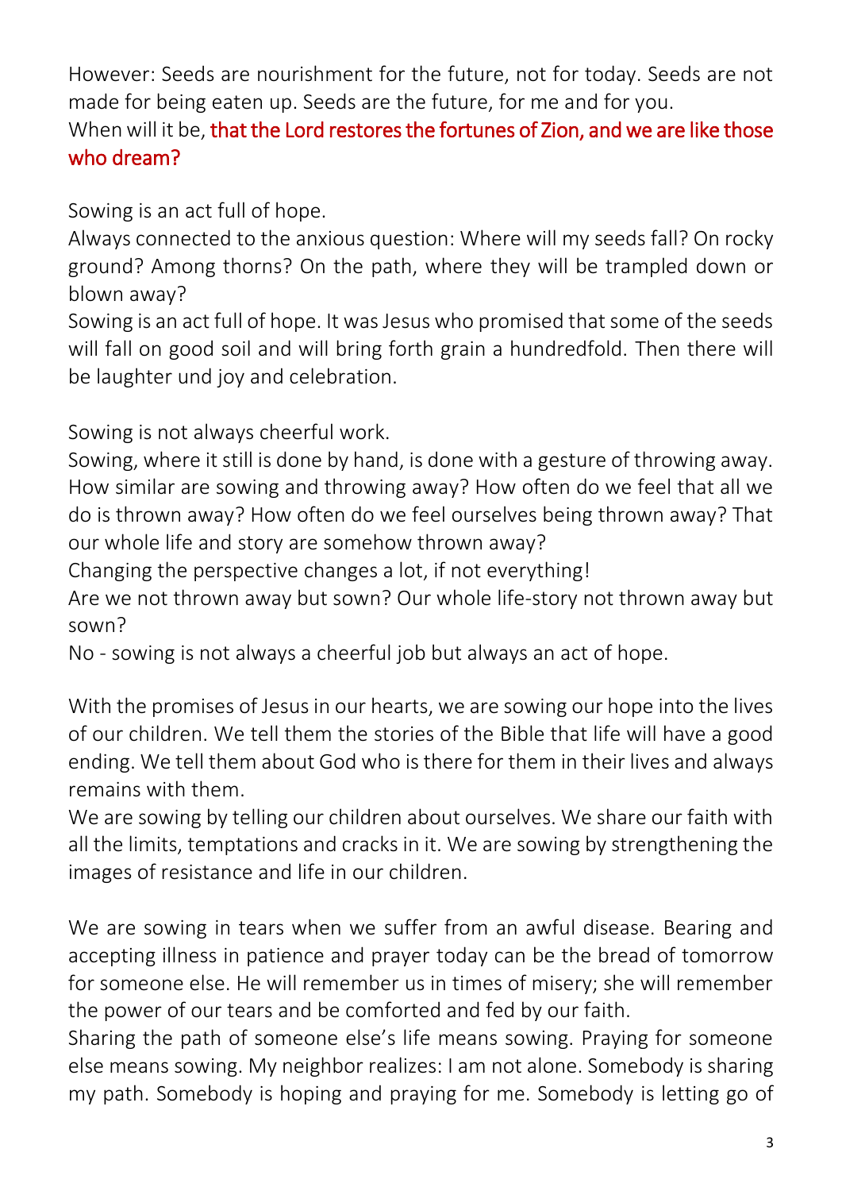However: Seeds are nourishment for the future, not for today. Seeds are not made for being eaten up. Seeds are the future, for me and for you.
When will it be, that the Lord restores the fortunes of Zion, and we are like those who dream?

Sowing is an act full of hope.
Always connected to the anxious question: Where will my seeds fall? On rocky ground? Among thorns? On the path, where they will be trampled down or blown away?
Sowing is an act full of hope. It was Jesus who promised that some of the seeds will fall on good soil and will bring forth grain a hundredfold. Then there will be laughter und joy and celebration.

Sowing is not always cheerful work.
Sowing, where it still is done by hand, is done with a gesture of throwing away. How similar are sowing and throwing away? How often do we feel that all we do is thrown away? How often do we feel ourselves being thrown away? That our whole life and story are somehow thrown away?
Changing the perspective changes a lot, if not everything!
Are we not thrown away but sown? Our whole life-story not thrown away but sown?
No - sowing is not always a cheerful job but always an act of hope.

With the promises of Jesus in our hearts, we are sowing our hope into the lives of our children. We tell them the stories of the Bible that life will have a good ending. We tell them about God who is there for them in their lives and always remains with them.
We are sowing by telling our children about ourselves. We share our faith with all the limits, temptations and cracks in it. We are sowing by strengthening the images of resistance and life in our children.

We are sowing in tears when we suffer from an awful disease. Bearing and accepting illness in patience and prayer today can be the bread of tomorrow for someone else. He will remember us in times of misery; she will remember the power of our tears and be comforted and fed by our faith.
Sharing the path of someone else's life means sowing. Praying for someone else means sowing. My neighbor realizes: I am not alone. Somebody is sharing my path. Somebody is hoping and praying for me. Somebody is letting go of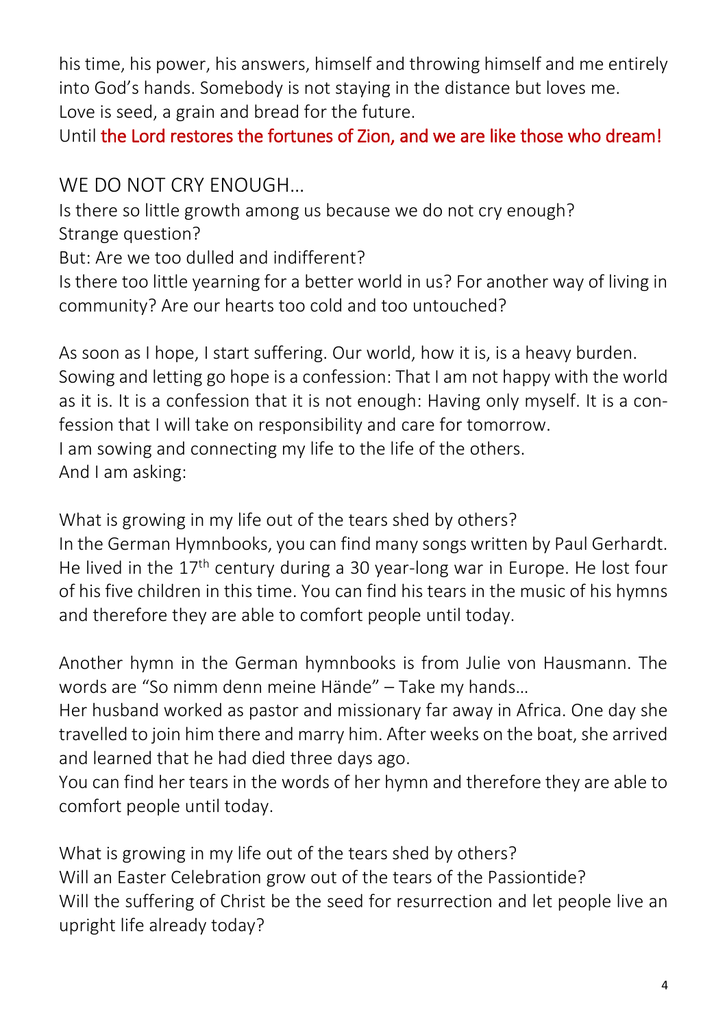his time, his power, his answers, himself and throwing himself and me entirely into God's hands. Somebody is not staying in the distance but loves me.
Love is seed, a grain and bread for the future.
Until the Lord restores the fortunes of Zion, and we are like those who dream!

## WE DO NOT CRY ENOUGH…

Is there so little growth among us because we do not cry enough?
Strange question?
But: Are we too dulled and indifferent?
Is there too little yearning for a better world in us? For another way of living in community? Are our hearts too cold and too untouched?

As soon as I hope, I start suffering. Our world, how it is, is a heavy burden. Sowing and letting go hope is a confession: That I am not happy with the world as it is. It is a confession that it is not enough: Having only myself. It is a confession that I will take on responsibility and care for tomorrow.
I am sowing and connecting my life to the life of the others.
And I am asking:

What is growing in my life out of the tears shed by others?
In the German Hymnbooks, you can find many songs written by Paul Gerhardt. He lived in the 17th century during a 30 year-long war in Europe. He lost four of his five children in this time. You can find his tears in the music of his hymns and therefore they are able to comfort people until today.

Another hymn in the German hymnbooks is from Julie von Hausmann. The words are "So nimm denn meine Hände" – Take my hands…
Her husband worked as pastor and missionary far away in Africa. One day she travelled to join him there and marry him. After weeks on the boat, she arrived and learned that he had died three days ago.
You can find her tears in the words of her hymn and therefore they are able to comfort people until today.

What is growing in my life out of the tears shed by others?
Will an Easter Celebration grow out of the tears of the Passiontide?
Will the suffering of Christ be the seed for resurrection and let people live an upright life already today?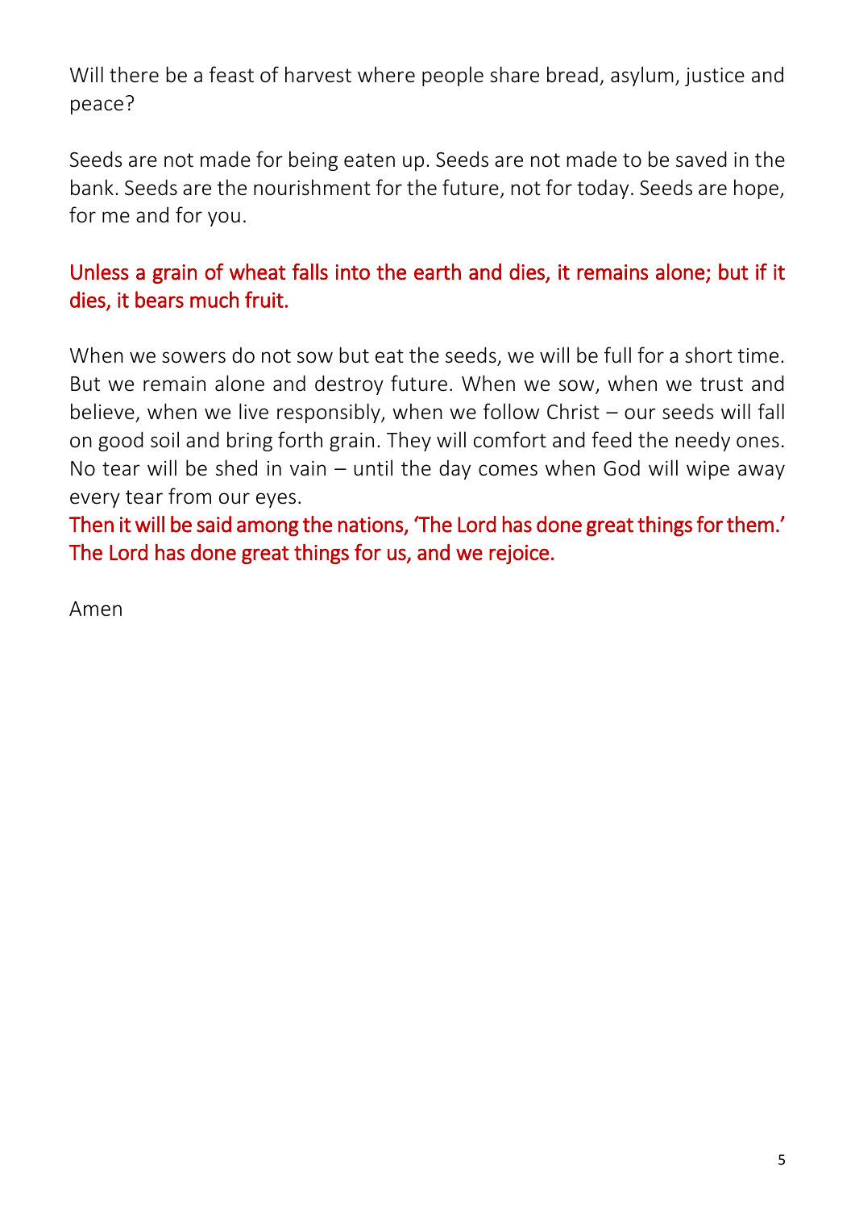Will there be a feast of harvest where people share bread, asylum, justice and peace?

Seeds are not made for being eaten up. Seeds are not made to be saved in the bank. Seeds are the nourishment for the future, not for today. Seeds are hope, for me and for you.

Unless a grain of wheat falls into the earth and dies, it remains alone; but if it dies, it bears much fruit.

When we sowers do not sow but eat the seeds, we will be full for a short time. But we remain alone and destroy future. When we sow, when we trust and believe, when we live responsibly, when we follow Christ – our seeds will fall on good soil and bring forth grain. They will comfort and feed the needy ones. No tear will be shed in vain – until the day comes when God will wipe away every tear from our eyes.

Then it will be said among the nations, 'The Lord has done great things for them.' The Lord has done great things for us, and we rejoice.

Amen